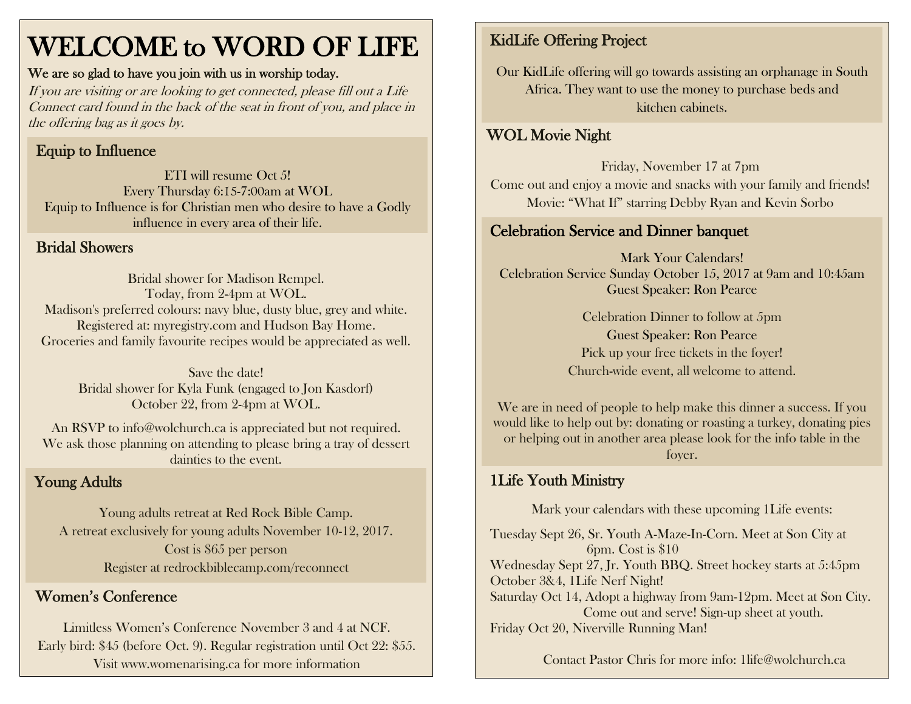# WELCOME to WORD OF LIFE

**We are so glad to have you join with us in worship today.**

*If you are visiting or are looking to get connected, please fill out a Life Connect card found in the back of the seat in front of you, and place in the offering bag as it goes by.*

## Equip to Influence

ETI will resume Oct 5!
Every Thursday 6:15-7:00am at WOL
Equip to Influence is for Christian men who desire to have a Godly influence in every area of their life.

## Bridal Showers

Bridal shower for Madison Rempel.
Today, from 2-4pm at WOL.
Madison's preferred colours: navy blue, dusty blue, grey and white.
Registered at: myregistry.com and Hudson Bay Home.
Groceries and family favourite recipes would be appreciated as well.

Save the date!
Bridal shower for Kyla Funk (engaged to Jon Kasdorf)
October 22, from 2-4pm at WOL.

An RSVP to info@wolchurch.ca is appreciated but not required.
We ask those planning on attending to please bring a tray of dessert dainties to the event.

## Young Adults

Young adults retreat at Red Rock Bible Camp.
A retreat exclusively for young adults November 10-12, 2017.
Cost is $65 per person
Register at redrockbiblecamp.com/reconnect

## Women's Conference

Limitless Women's Conference November 3 and 4 at NCF.
Early bird: $45 (before Oct. 9). Regular registration until Oct 22: $55.
Visit www.womenarising.ca for more information

## KidLife Offering Project

Our KidLife offering will go towards assisting an orphanage in South Africa. They want to use the money to purchase beds and kitchen cabinets.

## WOL Movie Night

Friday, November 17 at 7pm
Come out and enjoy a movie and snacks with your family and friends!
Movie: "What If" starring Debby Ryan and Kevin Sorbo

## Celebration Service and Dinner banquet

Mark Your Calendars!
Celebration Service Sunday October 15, 2017 at 9am and 10:45am
Guest Speaker: Ron Pearce

Celebration Dinner to follow at 5pm
Guest Speaker: Ron Pearce
Pick up your free tickets in the foyer!
Church-wide event, all welcome to attend.

We are in need of people to help make this dinner a success. If you would like to help out by: donating or roasting a turkey, donating pies or helping out in another area please look for the info table in the foyer.

## 1Life Youth Ministry

Mark your calendars with these upcoming 1Life events:

Tuesday Sept 26, Sr. Youth A-Maze-In-Corn. Meet at Son City at 6pm. Cost is $10
Wednesday Sept 27, Jr. Youth BBQ. Street hockey starts at 5:45pm
October 3&4, 1Life Nerf Night!
Saturday Oct 14, Adopt a highway from 9am-12pm. Meet at Son City. Come out and serve! Sign-up sheet at youth.
Friday Oct 20, Niverville Running Man!

Contact Pastor Chris for more info: 1life@wolchurch.ca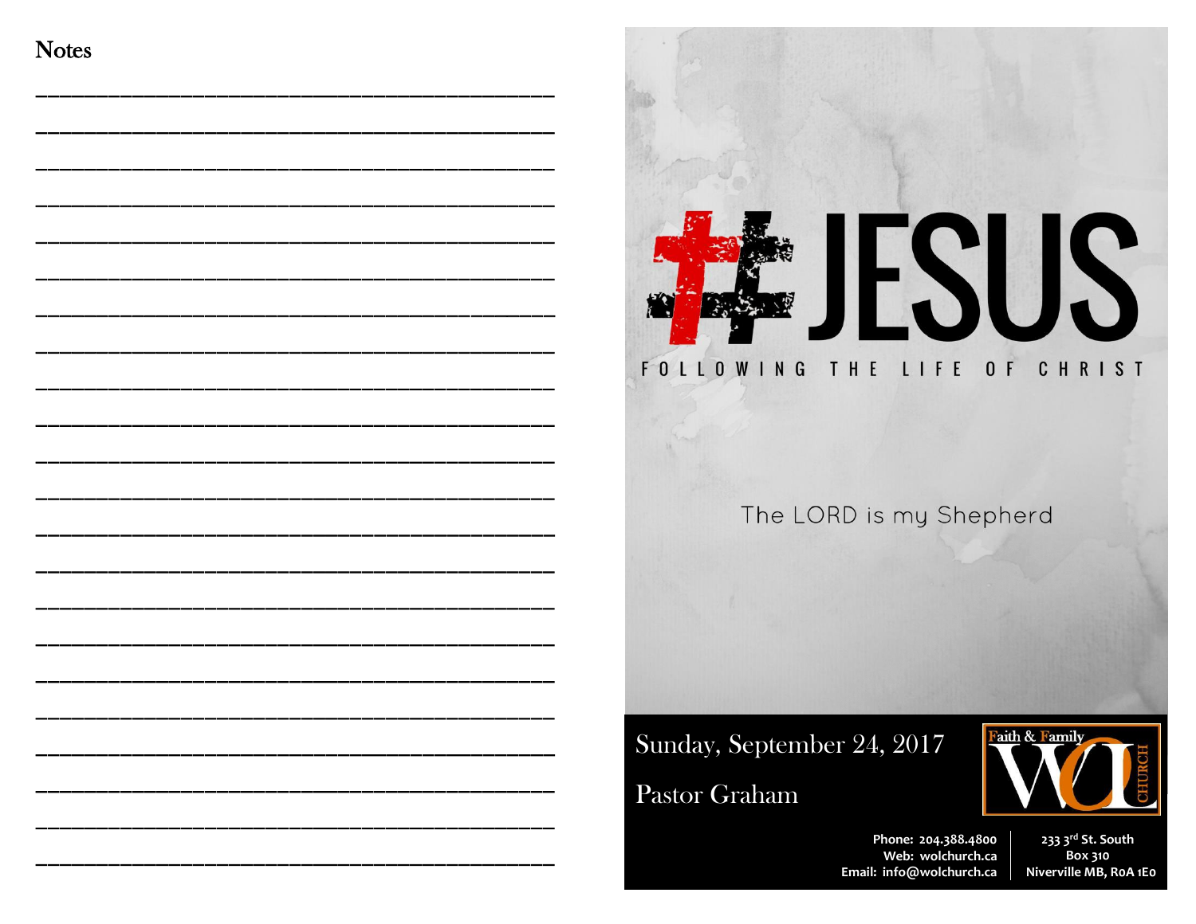## Notes

______________________________________________

______________________________________________

______________________________________________

______________________________________________

______________________________________________

______________________________________________

______________________________________________

______________________________________________

______________________________________________

______________________________________________

______________________________________________

______________________________________________

______________________________________________

______________________________________________

______________________________________________

______________________________________________

______________________________________________

______________________________________________

______________________________________________

______________________________________________

______________________________________________

# #JESUS

FOLLOWING THE LIFE OF CHRIST

The LORD is my Shepherd

Sunday, September 24, 2017

Pastor Graham

Faith & Family WOL CHURCH

Phone: 204.388.4800
Web: wolchurch.ca
Email: info@wolchurch.ca

233 3rd St. South
Box 310
Niverville MB, R0A 1E0